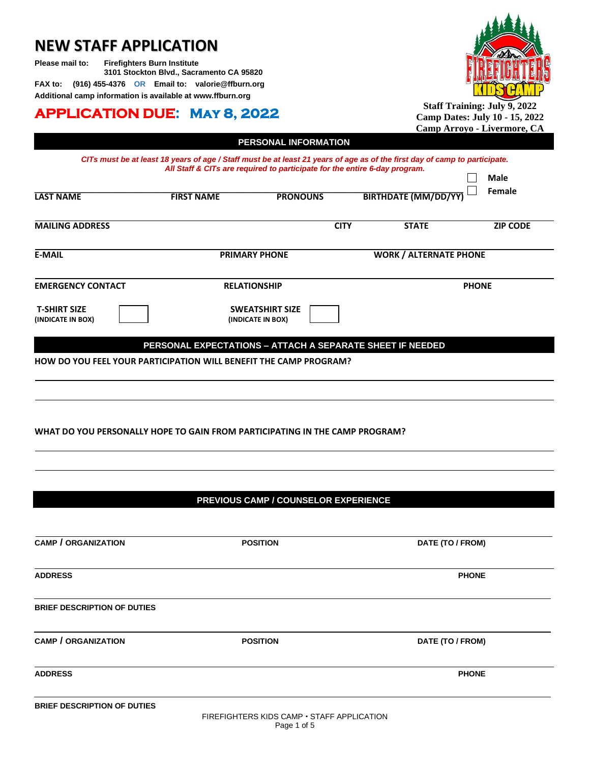# NEW STAFF APPLICATION

**Please mail to:** **Firefighters Burn Institute**
**3101 Stockton Blvd., Sacramento CA 95820**

**FAX to: (916) 455-4376 OR Email to: valorie@ffburn.org**

**Additional camp information is available at www.ffburn.org**

## APPLICATION DUE: May 8, 2022

**Staff Training: July 9, 2022**
**Camp Dates: July 10 - 15, 2022**
**Camp Arroyo - Livermore, CA**

## PERSONAL INFORMATION

***CITs must be at least 18 years of age / Staff must be at least 21 years of age as of the first day of camp to participate. All Staff & CITs are required to participate for the entire 6-day program.***

**LAST NAME** **FIRST NAME** **PRONOUNS** **BIRTHDATE (MM/DD/YY)** ☐ **Male** ☐ **Female**

**MAILING ADDRESS** **CITY** **STATE** **ZIP CODE**

**E-MAIL** **PRIMARY PHONE** **WORK / ALTERNATE PHONE**

**EMERGENCY CONTACT** **RELATIONSHIP** **PHONE**

**T-SHIRT SIZE (INDICATE IN BOX)** ☐ **SWEATSHIRT SIZE (INDICATE IN BOX)** ☐

## PERSONAL EXPECTATIONS – ATTACH A SEPARATE SHEET IF NEEDED

**HOW DO YOU FEEL YOUR PARTICIPATION WILL BENEFIT THE CAMP PROGRAM?**

**WHAT DO YOU PERSONALLY HOPE TO GAIN FROM PARTICIPATING IN THE CAMP PROGRAM?**

## PREVIOUS CAMP / COUNSELOR EXPERIENCE

**CAMP / ORGANIZATION** **POSITION** **DATE (TO / FROM)**

**ADDRESS** **PHONE**

**BRIEF DESCRIPTION OF DUTIES**

**CAMP / ORGANIZATION** **POSITION** **DATE (TO / FROM)**

**ADDRESS** **PHONE**

**BRIEF DESCRIPTION OF DUTIES**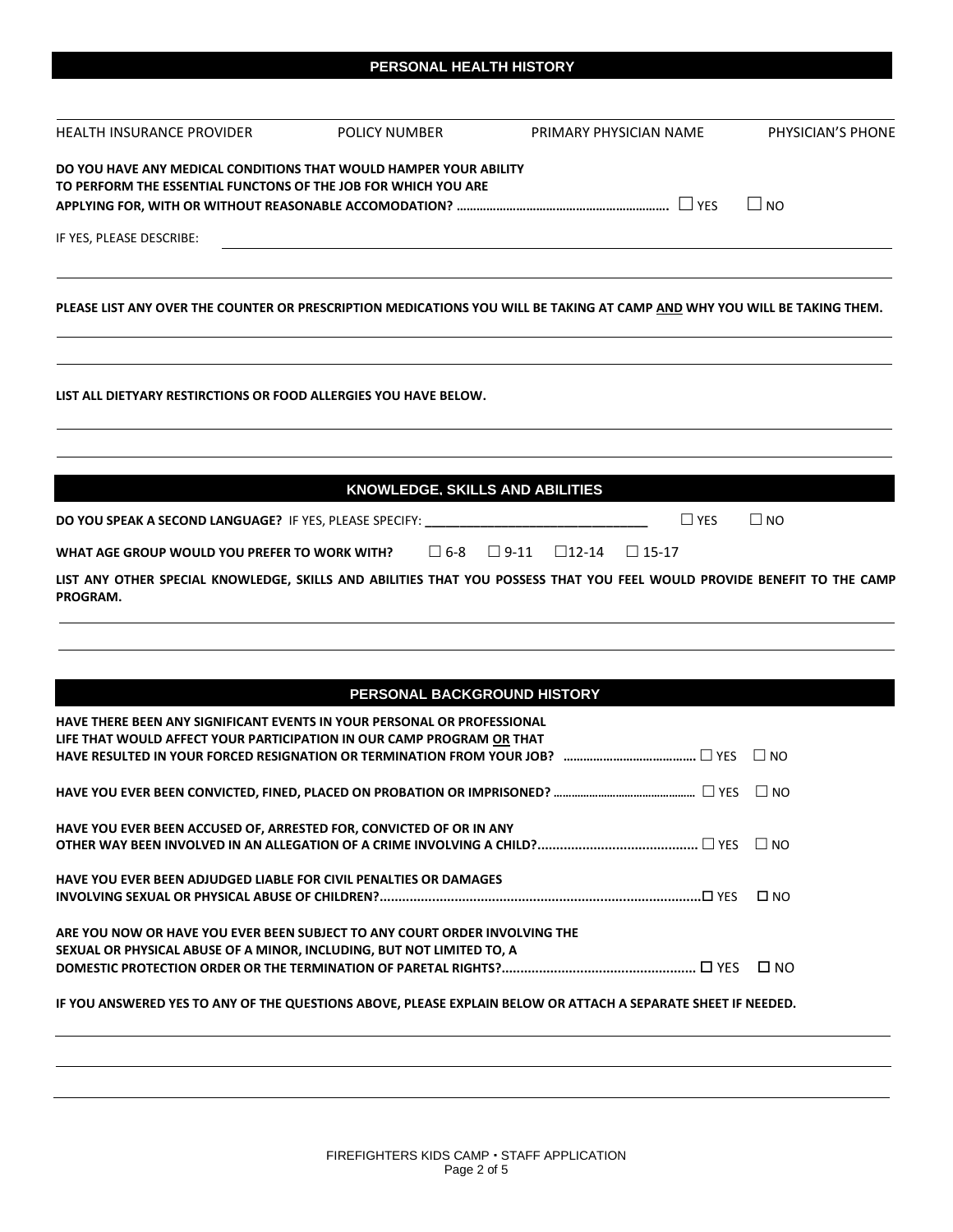## PERSONAL HEALTH HISTORY

| HEALTH INSURANCE PROVIDER | POLICY NUMBER | PRIMARY PHYSICIAN NAME | PHYSICIAN'S PHONE |
|---|---|---|---|
| | | | |

**DO YOU HAVE ANY MEDICAL CONDITIONS THAT WOULD HAMPER YOUR ABILITY TO PERFORM THE ESSENTIAL FUNCTONS OF THE JOB FOR WHICH YOU ARE APPLYING FOR, WITH OR WITHOUT REASONABLE ACCOMODATION? ...............................................................** ☐ YES ☐ NO

IF YES, PLEASE DESCRIBE: ______________________________________________

______________________________________________

**PLEASE LIST ANY OVER THE COUNTER OR PRESCRIPTION MEDICATIONS YOU WILL BE TAKING AT CAMP <u>AND</u> WHY YOU WILL BE TAKING THEM.**

______________________________________________

______________________________________________

**LIST ALL DIETYARY RESTIRCTIONS OR FOOD ALLERGIES YOU HAVE BELOW.**

______________________________________________

______________________________________________

## KNOWLEDGE, SKILLS AND ABILITIES

**DO YOU SPEAK A SECOND LANGUAGE?** IF YES, PLEASE SPECIFY: ________________________________ ☐ YES ☐ NO

**WHAT AGE GROUP WOULD YOU PREFER TO WORK WITH?** ☐ 6-8 ☐ 9-11 ☐ 12-14 ☐ 15-17

**LIST ANY OTHER SPECIAL KNOWLEDGE, SKILLS AND ABILITIES THAT YOU POSSESS THAT YOU FEEL WOULD PROVIDE BENEFIT TO THE CAMP PROGRAM.**

______________________________________________

______________________________________________

## PERSONAL BACKGROUND HISTORY

**HAVE THERE BEEN ANY SIGNIFICANT EVENTS IN YOUR PERSONAL OR PROFESSIONAL LIFE THAT WOULD AFFECT YOUR PARTICIPATION IN OUR CAMP PROGRAM <u>OR</u> THAT HAVE RESULTED IN YOUR FORCED RESIGNATION OR TERMINATION FROM YOUR JOB? ........................................** ☐ YES ☐ NO

**HAVE YOU EVER BEEN CONVICTED, FINED, PLACED ON PROBATION OR IMPRISONED? ................................................** ☐ YES ☐ NO

**HAVE YOU EVER BEEN ACCUSED OF, ARRESTED FOR, CONVICTED OF OR IN ANY OTHER WAY BEEN INVOLVED IN AN ALLEGATION OF A CRIME INVOLVING A CHILD?..........................................** ☐ YES ☐ NO

**HAVE YOU EVER BEEN ADJUDGED LIABLE FOR CIVIL PENALTIES OR DAMAGES INVOLVING SEXUAL OR PHYSICAL ABUSE OF CHILDREN?....................................................................................** ☐ YES ☐ NO

**ARE YOU NOW OR HAVE YOU EVER BEEN SUBJECT TO ANY COURT ORDER INVOLVING THE SEXUAL OR PHYSICAL ABUSE OF A MINOR, INCLUDING, BUT NOT LIMITED TO, A DOMESTIC PROTECTION ORDER OR THE TERMINATION OF PARETAL RIGHTS?..................................................** ☐ YES ☐ NO

**IF YOU ANSWERED YES TO ANY OF THE QUESTIONS ABOVE, PLEASE EXPLAIN BELOW OR ATTACH A SEPARATE SHEET IF NEEDED.**

______________________________________________

______________________________________________

______________________________________________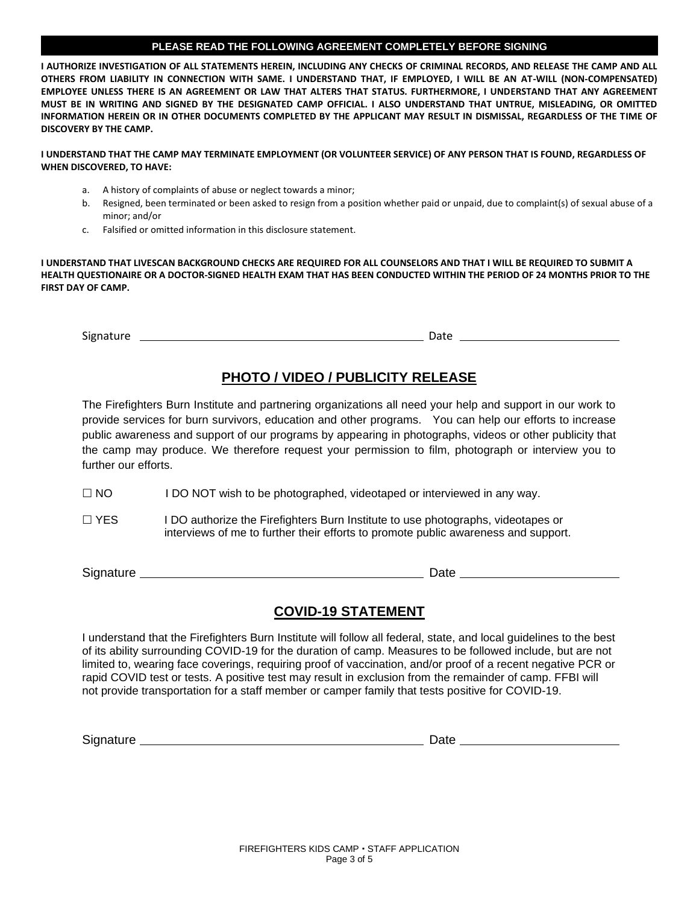**PLEASE READ THE FOLLOWING AGREEMENT COMPLETELY BEFORE SIGNING**

**I AUTHORIZE INVESTIGATION OF ALL STATEMENTS HEREIN, INCLUDING ANY CHECKS OF CRIMINAL RECORDS, AND RELEASE THE CAMP AND ALL OTHERS FROM LIABILITY IN CONNECTION WITH SAME. I UNDERSTAND THAT, IF EMPLOYED, I WILL BE AN AT-WILL (NON-COMPENSATED) EMPLOYEE UNLESS THERE IS AN AGREEMENT OR LAW THAT ALTERS THAT STATUS. FURTHERMORE, I UNDERSTAND THAT ANY AGREEMENT MUST BE IN WRITING AND SIGNED BY THE DESIGNATED CAMP OFFICIAL. I ALSO UNDERSTAND THAT UNTRUE, MISLEADING, OR OMITTED INFORMATION HEREIN OR IN OTHER DOCUMENTS COMPLETED BY THE APPLICANT MAY RESULT IN DISMISSAL, REGARDLESS OF THE TIME OF DISCOVERY BY THE CAMP.**

**I UNDERSTAND THAT THE CAMP MAY TERMINATE EMPLOYMENT (OR VOLUNTEER SERVICE) OF ANY PERSON THAT IS FOUND, REGARDLESS OF WHEN DISCOVERED, TO HAVE:**

a. A history of complaints of abuse or neglect towards a minor;
b. Resigned, been terminated or been asked to resign from a position whether paid or unpaid, due to complaint(s) of sexual abuse of a minor; and/or
c. Falsified or omitted information in this disclosure statement.

**I UNDERSTAND THAT LIVESCAN BACKGROUND CHECKS ARE REQUIRED FOR ALL COUNSELORS AND THAT I WILL BE REQUIRED TO SUBMIT A HEALTH QUESTIONAIRE OR A DOCTOR-SIGNED HEALTH EXAM THAT HAS BEEN CONDUCTED WITHIN THE PERIOD OF 24 MONTHS PRIOR TO THE FIRST DAY OF CAMP.**

Signature ______________________________ Date ____________________

## PHOTO / VIDEO / PUBLICITY RELEASE

The Firefighters Burn Institute and partnering organizations all need your help and support in our work to provide services for burn survivors, education and other programs. You can help our efforts to increase public awareness and support of our programs by appearing in photographs, videos or other publicity that the camp may produce. We therefore request your permission to film, photograph or interview you to further our efforts.

☐ NO I DO NOT wish to be photographed, videotaped or interviewed in any way.

☐ YES I DO authorize the Firefighters Burn Institute to use photographs, videotapes or interviews of me to further their efforts to promote public awareness and support.

Signature ______________________________ Date ____________________

## COVID-19 STATEMENT

I understand that the Firefighters Burn Institute will follow all federal, state, and local guidelines to the best of its ability surrounding COVID-19 for the duration of camp. Measures to be followed include, but are not limited to, wearing face coverings, requiring proof of vaccination, and/or proof of a recent negative PCR or rapid COVID test or tests. A positive test may result in exclusion from the remainder of camp. FFBI will not provide transportation for a staff member or camper family that tests positive for COVID-19.

Signature ______________________________ Date ____________________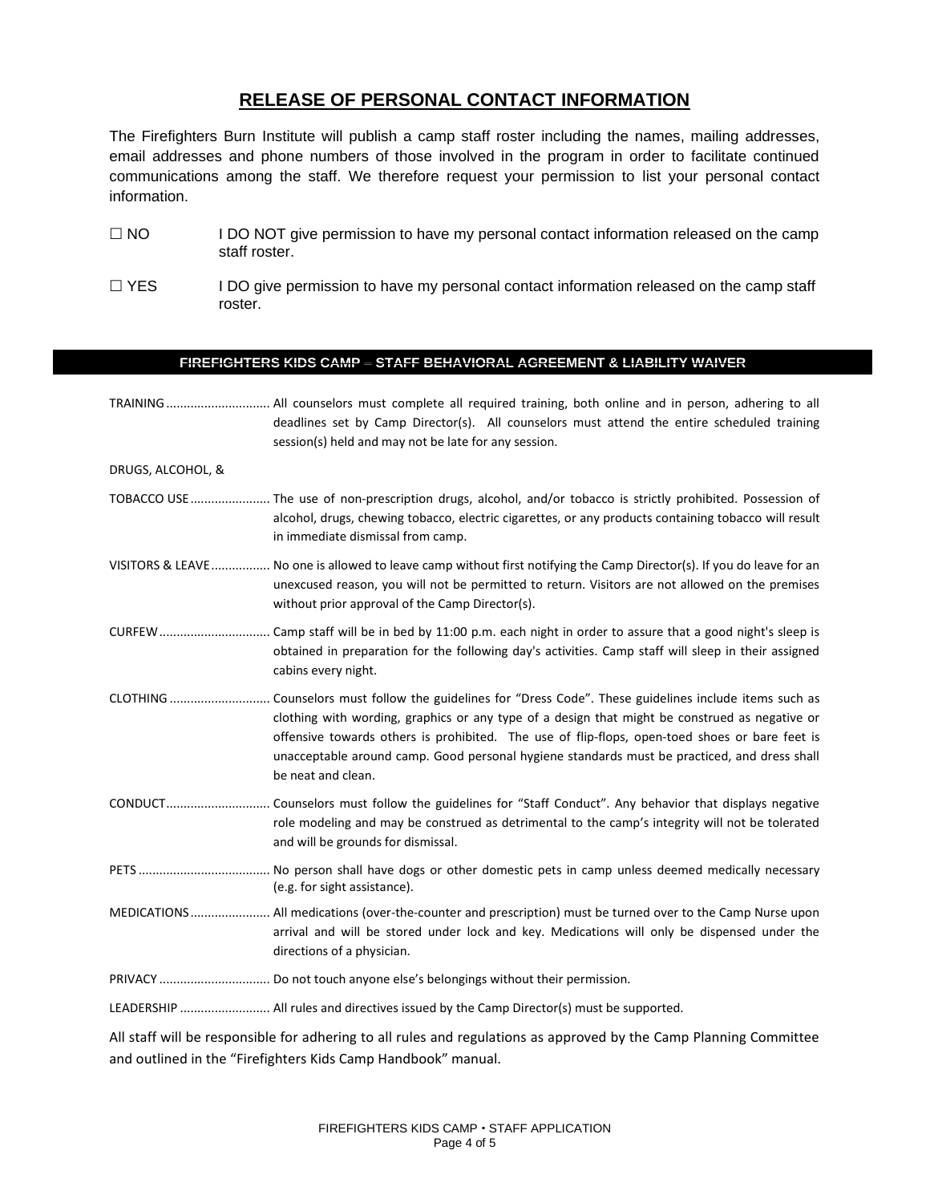## RELEASE OF PERSONAL CONTACT INFORMATION

The Firefighters Burn Institute will publish a camp staff roster including the names, mailing addresses, email addresses and phone numbers of those involved in the program in order to facilitate continued communications among the staff. We therefore request your permission to list your personal contact information.

☐ NO I DO NOT give permission to have my personal contact information released on the camp staff roster.

☐ YES I DO give permission to have my personal contact information released on the camp staff roster.

## FIREFIGHTERS KIDS CAMP – STAFF BEHAVIORAL AGREEMENT & LIABILITY WAIVER

TRAINING............................. All counselors must complete all required training, both online and in person, adhering to all deadlines set by Camp Director(s). All counselors must attend the entire scheduled training session(s) held and may not be late for any session.

DRUGS, ALCOHOL, &

TOBACCO USE....................... The use of non-prescription drugs, alcohol, and/or tobacco is strictly prohibited. Possession of alcohol, drugs, chewing tobacco, electric cigarettes, or any products containing tobacco will result in immediate dismissal from camp.

VISITORS & LEAVE................. No one is allowed to leave camp without first notifying the Camp Director(s). If you do leave for an unexcused reason, you will not be permitted to return. Visitors are not allowed on the premises without prior approval of the Camp Director(s).

CURFEW................................ Camp staff will be in bed by 11:00 p.m. each night in order to assure that a good night's sleep is obtained in preparation for the following day's activities. Camp staff will sleep in their assigned cabins every night.

CLOTHING............................. Counselors must follow the guidelines for "Dress Code". These guidelines include items such as clothing with wording, graphics or any type of a design that might be construed as negative or offensive towards others is prohibited. The use of flip-flops, open-toed shoes or bare feet is unacceptable around camp. Good personal hygiene standards must be practiced, and dress shall be neat and clean.

CONDUCT............................. Counselors must follow the guidelines for "Staff Conduct". Any behavior that displays negative role modeling and may be construed as detrimental to the camp's integrity will not be tolerated and will be grounds for dismissal.

PETS...................................... No person shall have dogs or other domestic pets in camp unless deemed medically necessary (e.g. for sight assistance).

MEDICATIONS....................... All medications (over-the-counter and prescription) must be turned over to the Camp Nurse upon arrival and will be stored under lock and key. Medications will only be dispensed under the directions of a physician.

PRIVACY................................ Do not touch anyone else's belongings without their permission.

LEADERSHIP.......................... All rules and directives issued by the Camp Director(s) must be supported.

All staff will be responsible for adhering to all rules and regulations as approved by the Camp Planning Committee and outlined in the "Firefighters Kids Camp Handbook" manual.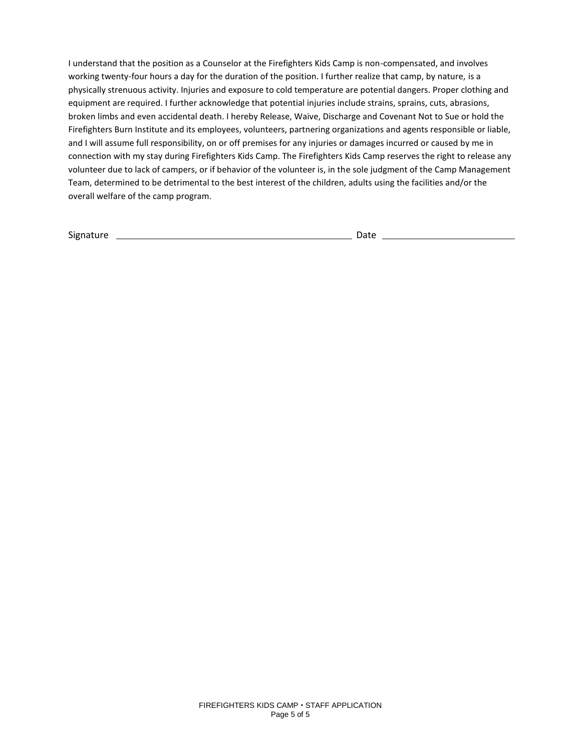I understand that the position as a Counselor at the Firefighters Kids Camp is non-compensated, and involves working twenty-four hours a day for the duration of the position. I further realize that camp, by nature, is a physically strenuous activity. Injuries and exposure to cold temperature are potential dangers. Proper clothing and equipment are required. I further acknowledge that potential injuries include strains, sprains, cuts, abrasions, broken limbs and even accidental death. I hereby Release, Waive, Discharge and Covenant Not to Sue or hold the Firefighters Burn Institute and its employees, volunteers, partnering organizations and agents responsible or liable, and I will assume full responsibility, on or off premises for any injuries or damages incurred or caused by me in connection with my stay during Firefighters Kids Camp. The Firefighters Kids Camp reserves the right to release any volunteer due to lack of campers, or if behavior of the volunteer is, in the sole judgment of the Camp Management Team, determined to be detrimental to the best interest of the children, adults using the facilities and/or the overall welfare of the camp program.

Signature ______________________________________________ Date __________________________